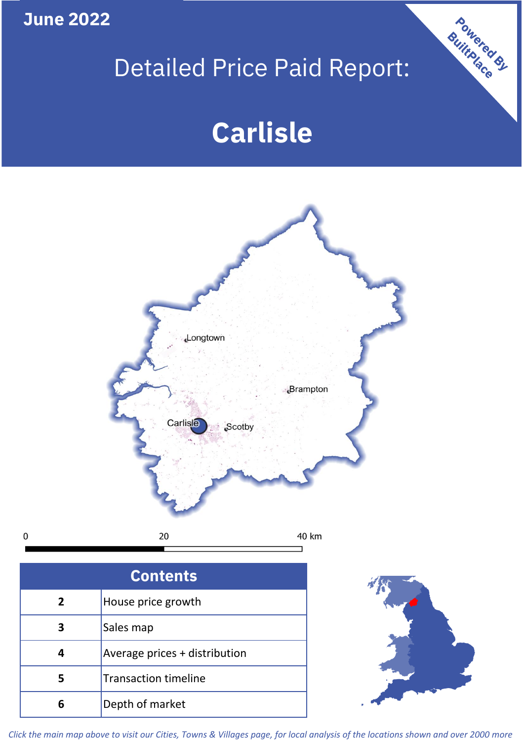June 2022

# Detailed Price Paid Report:

# Carlisle

Powered By BuiltPlace

| Contents | |
|---|---|
| 2 | House price growth |
| 3 | Sales map |
| 4 | Average prices + distribution |
| 5 | Transaction timeline |
| 6 | Depth of market |

*Click the main map above to visit our Cities, Towns & Villages page, for local analysis of the locations shown and over 2000 more*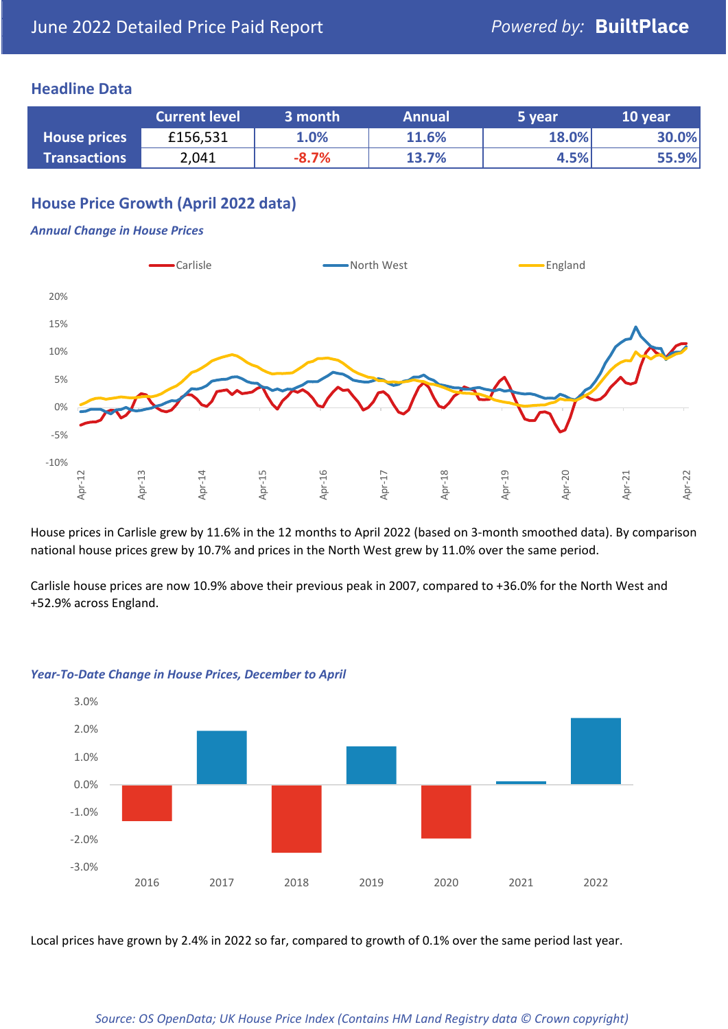# June 2022 Detailed Price Paid Report

*Powered by:* **BuiltPlace**

## Headline Data

| | Current level | 3 month | Annual | 5 year | 10 year |
|---|---|---|---|---|---|
| **House prices** | £156,531 | 1.0% | 11.6% | 18.0% | 30.0% |
| **Transactions** | 2,041 | -8.7% | 13.7% | 4.5% | 55.9% |

## House Price Growth (April 2022 data)

***Annual Change in House Prices***

House prices in Carlisle grew by 11.6% in the 12 months to April 2022 (based on 3-month smoothed data). By comparison national house prices grew by 10.7% and prices in the North West grew by 11.0% over the same period.

Carlisle house prices are now 10.9% above their previous peak in 2007, compared to +36.0% for the North West and +52.9% across England.

***Year-To-Date Change in House Prices, December to April***

Local prices have grown by 2.4% in 2022 so far, compared to growth of 0.1% over the same period last year.

*Source: OS OpenData; UK House Price Index (Contains HM Land Registry data © Crown copyright)*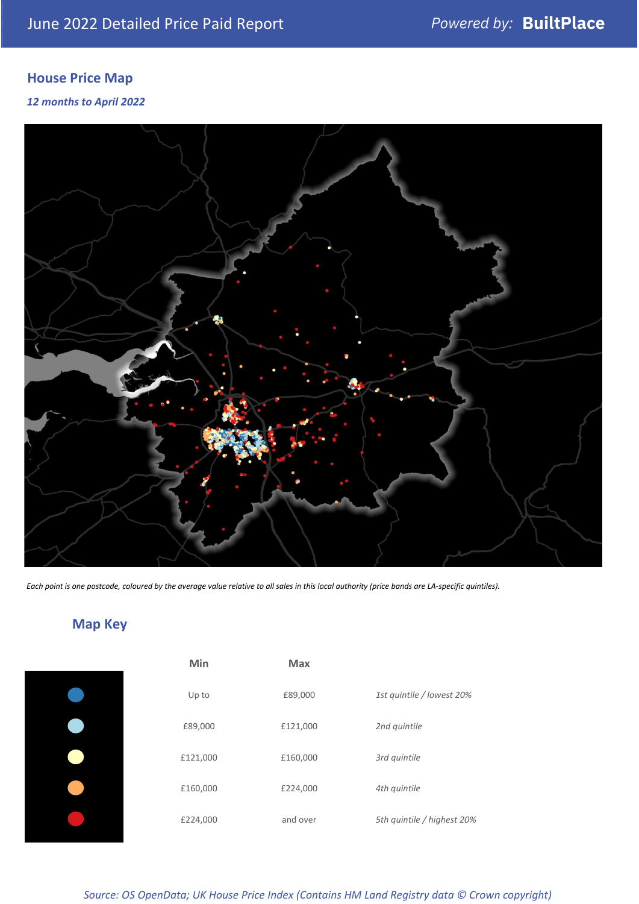# June 2022 Detailed Price Paid Report

*Powered by:* **BuiltPlace**

## House Price Map

***12 months to April 2022***

*Each point is one postcode, coloured by the average value relative to all sales in this local authority (price bands are LA-specific quintiles).*

## Map Key

| | Min | Max | |
|---|---|---|---|
| ● | Up to | £89,000 | *1st quintile / lowest 20%* |
| ● | £89,000 | £121,000 | *2nd quintile* |
| ● | £121,000 | £160,000 | *3rd quintile* |
| ● | £160,000 | £224,000 | *4th quintile* |
| ● | £224,000 | and over | *5th quintile / highest 20%* |

*Source: OS OpenData; UK House Price Index (Contains HM Land Registry data © Crown copyright)*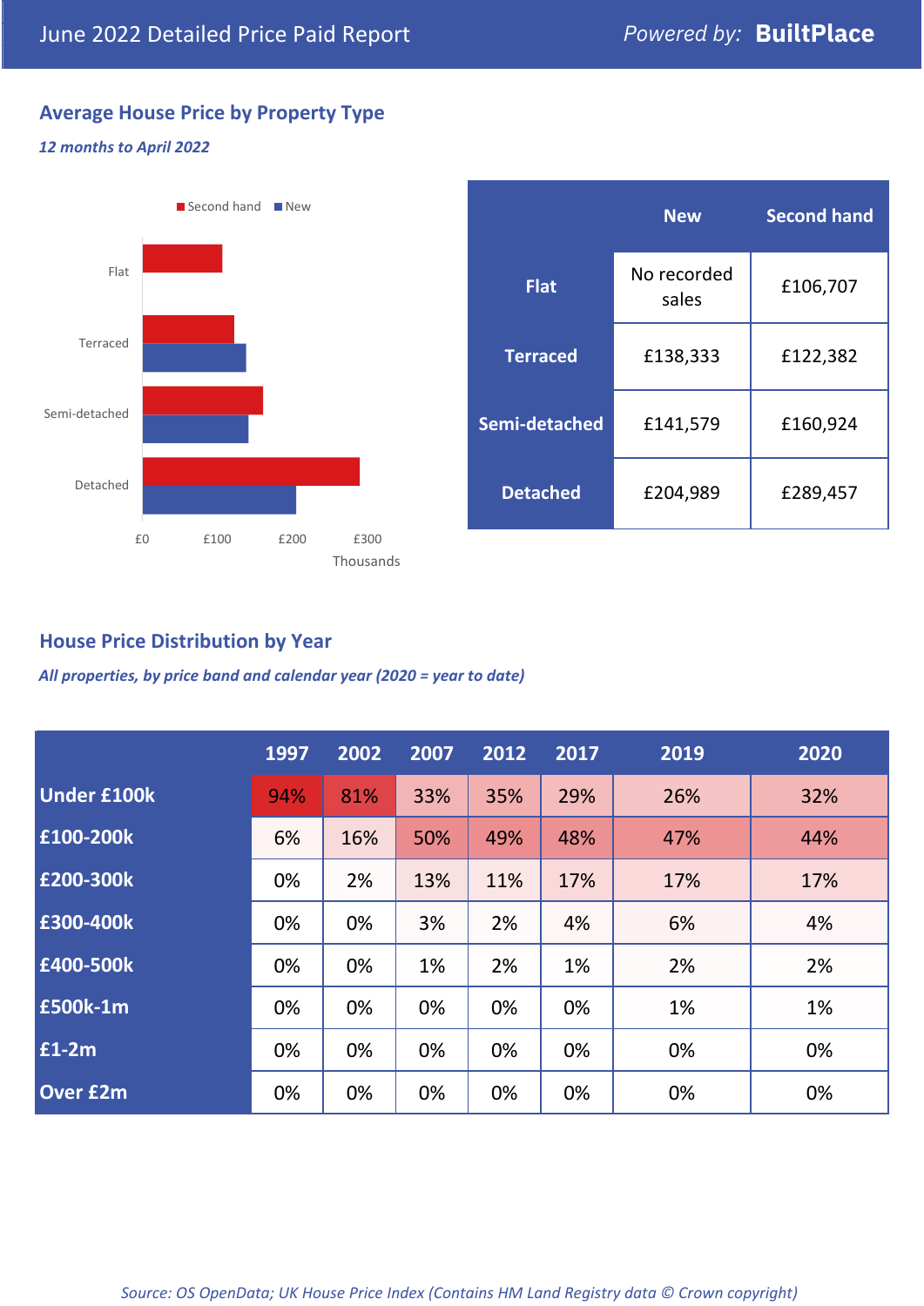June 2022 Detailed Price Paid Report

*Powered by:* **BuiltPlace**

## Average House Price by Property Type

***12 months to April 2022***

Second hand ■ New ■

Flat

Terraced

Semi-detached

Detached

£0 £100 £200 £300

Thousands

| | New | Second hand |
|---|---|---|
| **Flat** | No recorded sales | £106,707 |
| **Terraced** | £138,333 | £122,382 |
| **Semi-detached** | £141,579 | £160,924 |
| **Detached** | £204,989 | £289,457 |

## House Price Distribution by Year

***All properties, by price band and calendar year (2020 = year to date)***

| | 1997 | 2002 | 2007 | 2012 | 2017 | 2019 | 2020 |
|---|---|---|---|---|---|---|---|
| **Under £100k** | 94% | 81% | 33% | 35% | 29% | 26% | 32% |
| **£100-200k** | 6% | 16% | 50% | 49% | 48% | 47% | 44% |
| **£200-300k** | 0% | 2% | 13% | 11% | 17% | 17% | 17% |
| **£300-400k** | 0% | 0% | 3% | 2% | 4% | 6% | 4% |
| **£400-500k** | 0% | 0% | 1% | 2% | 1% | 2% | 2% |
| **£500k-1m** | 0% | 0% | 0% | 0% | 0% | 1% | 1% |
| **£1-2m** | 0% | 0% | 0% | 0% | 0% | 0% | 0% |
| **Over £2m** | 0% | 0% | 0% | 0% | 0% | 0% | 0% |

*Source: OS OpenData; UK House Price Index (Contains HM Land Registry data © Crown copyright)*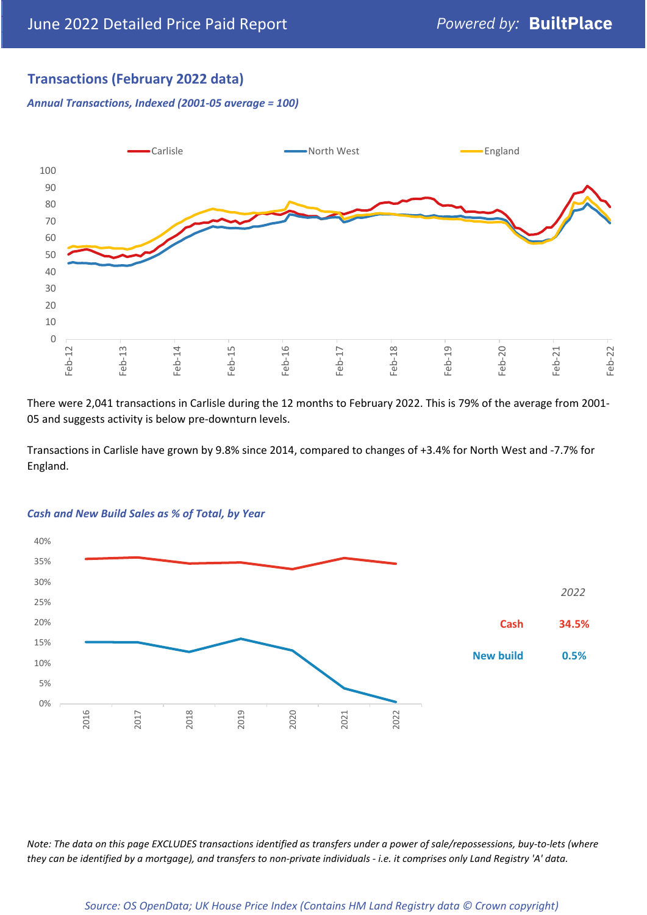## Transactions (February 2022 data)

*Annual Transactions, Indexed (2001-05 average = 100)*

There were 2,041 transactions in Carlisle during the 12 months to February 2022. This is 79% of the average from 2001-05 and suggests activity is below pre-downturn levels.

Transactions in Carlisle have grown by 9.8% since 2014, compared to changes of +3.4% for North West and -7.7% for England.

*Cash and New Build Sales as % of Total, by Year*

| 2022 | |
|---|---|
| Cash | 34.5% |
| New build | 0.5% |

*Note: The data on this page EXCLUDES transactions identified as transfers under a power of sale/repossessions, buy-to-lets (where they can be identified by a mortgage), and transfers to non-private individuals - i.e. it comprises only Land Registry 'A' data.*

*Source: OS OpenData; UK House Price Index (Contains HM Land Registry data © Crown copyright)*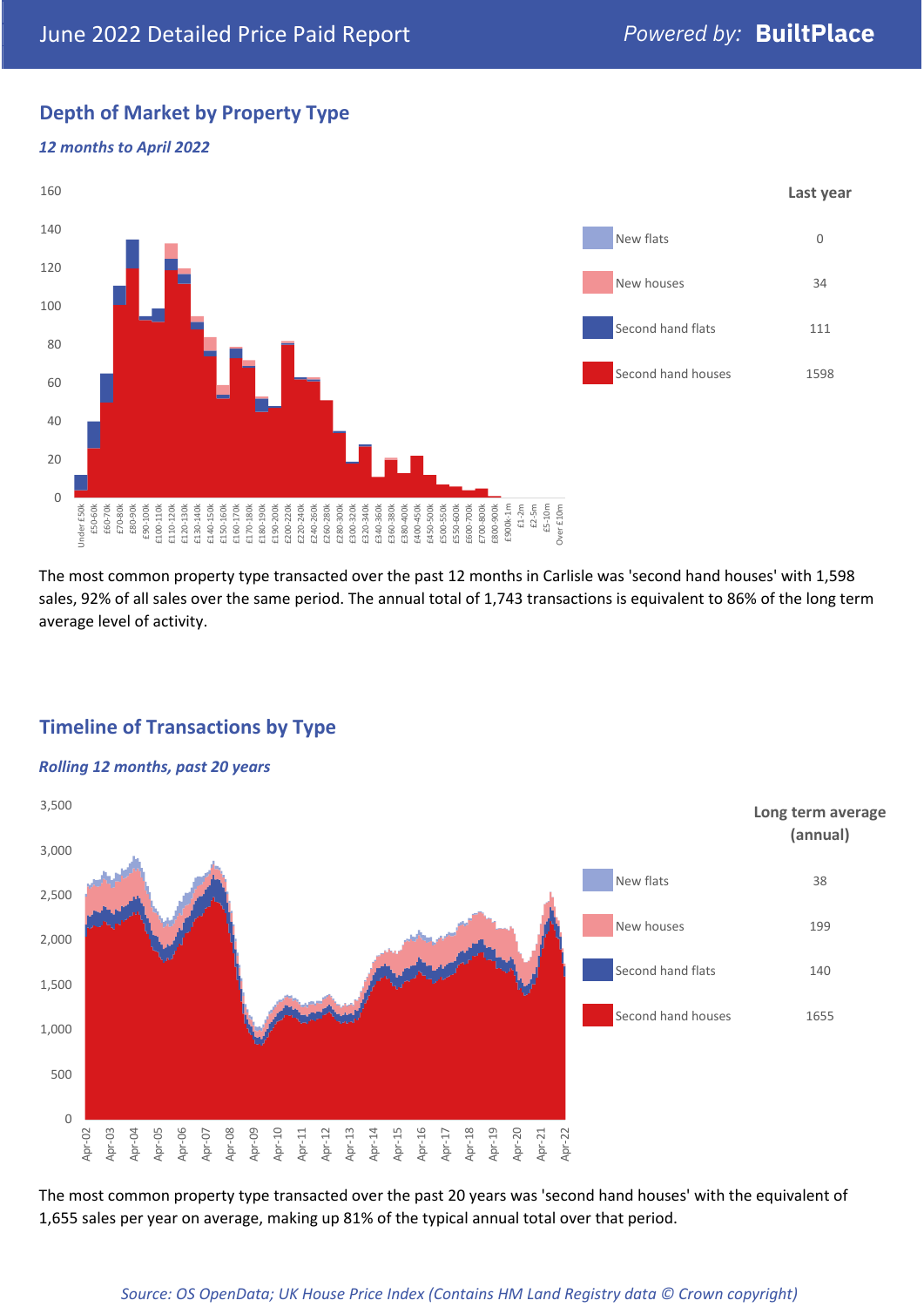June 2022 Detailed Price Paid Report

Powered by: **BuiltPlace**

## Depth of Market by Property Type

*12 months to April 2022*

160
140
120
100
80
60
40
20
0

Under £50k, £50-60k, £60-70k, £70-80k, £80-90k, £90-100k, £100-110k, £110-120k, £120-130k, £130-140k, £140-150k, £150-160k, £160-170k, £170-180k, £180-190k, £190-200k, £200-220k, £220-240k, £240-260k, £260-280k, £280-300k, £300-320k, £320-340k, £340-360k, £360-380k, £380-400k, £400-450k, £450-500k, £500-550k, £550-600k, £600-700k, £700-800k, £800-900k, £900k-1m, £1-2m, £2-5m, £5-10m, Over £10m

Last year

New flats 0

New houses 34

Second hand flats 111

Second hand houses 1598

The most common property type transacted over the past 12 months in Carlisle was 'second hand houses' with 1,598 sales, 92% of all sales over the same period. The annual total of 1,743 transactions is equivalent to 86% of the long term average level of activity.

## Timeline of Transactions by Type

*Rolling 12 months, past 20 years*

3,500
3,000
2,500
2,000
1,500
1,000
500
0

Apr-02, Apr-03, Apr-04, Apr-05, Apr-06, Apr-07, Apr-08, Apr-09, Apr-10, Apr-11, Apr-12, Apr-13, Apr-14, Apr-15, Apr-16, Apr-17, Apr-18, Apr-19, Apr-20, Apr-21, Apr-22

Long term average (annual)

New flats 38

New houses 199

Second hand flats 140

Second hand houses 1655

The most common property type transacted over the past 20 years was 'second hand houses' with the equivalent of 1,655 sales per year on average, making up 81% of the typical annual total over that period.

*Source: OS OpenData; UK House Price Index (Contains HM Land Registry data © Crown copyright)*